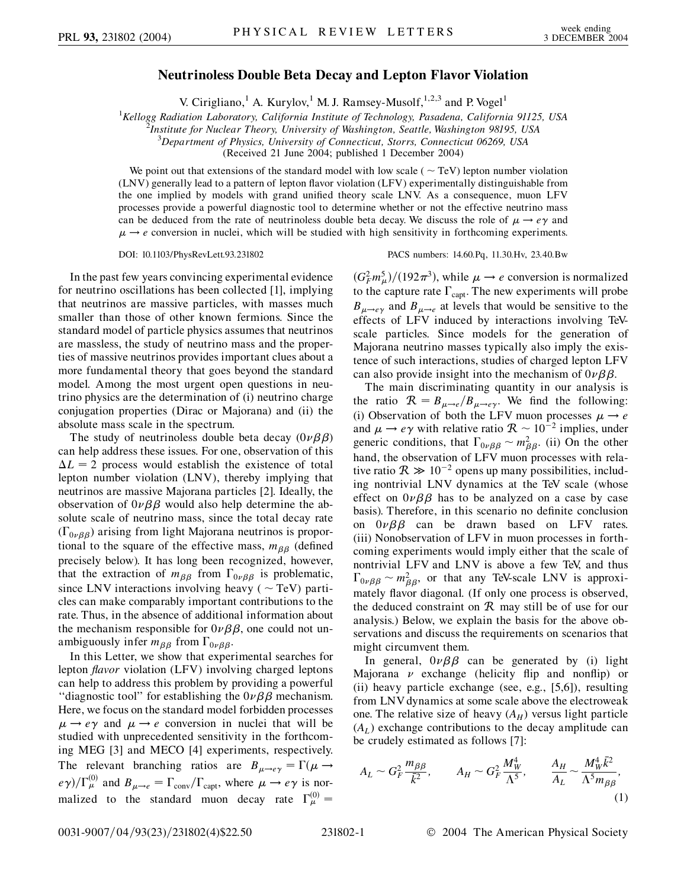# Neutrinoless Double Beta Decay and Lepton Flavor Violation

V. Cirigliano,[1] A. Kurylov,[1] M. J. Ramsey-Musolf,[1,2,3] and P. Vogel[1]

[1]*Kellogg Radiation Laboratory, California Institute of Technology, Pasadena, California 91125, USA*
[2]*Institute for Nuclear Theory, University of Washington, Seattle, Washington 98195, USA*
[3]*Department of Physics, University of Connecticut, Storrs, Connecticut 06269, USA*
(Received 21 June 2004; published 1 December 2004)

We point out that extensions of the standard model with low scale ($\sim$ TeV) lepton number violation (LNV) generally lead to a pattern of lepton flavor violation (LFV) experimentally distinguishable from the one implied by models with grand unified theory scale LNV. As a consequence, muon LFV processes provide a powerful diagnostic tool to determine whether or not the effective neutrino mass can be deduced from the rate of neutrinoless double beta decay. We discuss the role of $\mu \to e\gamma$ and $\mu \to e$ conversion in nuclei, which will be studied with high sensitivity in forthcoming experiments.

DOI: 10.1103/PhysRevLett.93.231802 PACS numbers: 14.60.Pq, 11.30.Hv, 23.40.Bw

In the past few years convincing experimental evidence for neutrino oscillations has been collected [1], implying that neutrinos are massive particles, with masses much smaller than those of other known fermions. Since the standard model of particle physics assumes that neutrinos are massless, the study of neutrino mass and the properties of massive neutrinos provides important clues about a more fundamental theory that goes beyond the standard model. Among the most urgent open questions in neutrino physics are the determination of (i) neutrino charge conjugation properties (Dirac or Majorana) and (ii) the absolute mass scale in the spectrum.

The study of neutrinoless double beta decay ($0\nu\beta\beta$) can help address these issues. For one, observation of this $\Delta L = 2$ process would establish the existence of total lepton number violation (LNV), thereby implying that neutrinos are massive Majorana particles [2]. Ideally, the observation of $0\nu\beta\beta$ would also help determine the absolute scale of neutrino mass, since the total decay rate ($\Gamma_{0\nu\beta\beta}$) arising from light Majorana neutrinos is proportional to the square of the effective mass, $m_{\beta\beta}$ (defined precisely below). It has long been recognized, however, that the extraction of $m_{\beta\beta}$ from $\Gamma_{0\nu\beta\beta}$ is problematic, since LNV interactions involving heavy ($\sim$ TeV) particles can make comparably important contributions to the rate. Thus, in the absence of additional information about the mechanism responsible for $0\nu\beta\beta$, one could not unambiguously infer $m_{\beta\beta}$ from $\Gamma_{0\nu\beta\beta}$.

In this Letter, we show that experimental searches for lepton *flavor* violation (LFV) involving charged leptons can help to address this problem by providing a powerful "diagnostic tool" for establishing the $0\nu\beta\beta$ mechanism. Here, we focus on the standard model forbidden processes $\mu \to e\gamma$ and $\mu \to e$ conversion in nuclei that will be studied with unprecedented sensitivity in the forthcoming MEG [3] and MECO [4] experiments, respectively. The relevant branching ratios are $B_{\mu\to e\gamma} = \Gamma(\mu \to e\gamma)/\Gamma_\mu^{(0)}$ and $B_{\mu\to e} = \Gamma_{\rm conv}/\Gamma_{\rm capt}$, where $\mu \to e\gamma$ is normalized to the standard muon decay rate $\Gamma_\mu^{(0)} = (G_F^2 m_\mu^5)/(192\pi^3)$, while $\mu \to e$ conversion is normalized to the capture rate $\Gamma_{\rm capt}$. The new experiments will probe $B_{\mu\to e\gamma}$ and $B_{\mu\to e}$ at levels that would be sensitive to the effects of LFV induced by interactions involving TeV-scale particles. Since models for the generation of Majorana neutrino masses typically also imply the existence of such interactions, studies of charged lepton LFV can also provide insight into the mechanism of $0\nu\beta\beta$.

The main discriminating quantity in our analysis is the ratio $\mathcal{R} = B_{\mu\to e}/B_{\mu\to e\gamma}$. We find the following: (i) Observation of both the LFV muon processes $\mu \to e$ and $\mu \to e\gamma$ with relative ratio $\mathcal{R} \sim 10^{-2}$ implies, under generic conditions, that $\Gamma_{0\nu\beta\beta} \sim m_{\beta\beta}^2$. (ii) On the other hand, the observation of LFV muon processes with relative ratio $\mathcal{R} \gg 10^{-2}$ opens up many possibilities, including nontrivial LNV dynamics at the TeV scale (whose effect on $0\nu\beta\beta$ has to be analyzed on a case by case basis). Therefore, in this scenario no definite conclusion on $0\nu\beta\beta$ can be drawn based on LFV rates. (iii) Nonobservation of LFV in muon processes in forthcoming experiments would imply either that the scale of nontrivial LFV and LNV is above a few TeV, and thus $\Gamma_{0\nu\beta\beta} \sim m_{\beta\beta}^2$, or that any TeV-scale LNV is approximately flavor diagonal. (If only one process is observed, the deduced constraint on $\mathcal{R}$ may still be of use for our analysis.) Below, we explain the basis for the above observations and discuss the requirements on scenarios that might circumvent them.

In general, $0\nu\beta\beta$ can be generated by (i) light Majorana $\nu$ exchange (helicity flip and nonflip) or (ii) heavy particle exchange (see, e.g., [5,6]), resulting from LNV dynamics at some scale above the electroweak one. The relative size of heavy ($A_H$) versus light particle ($A_L$) exchange contributions to the decay amplitude can be crudely estimated as follows [7]:

$$A_L \sim G_F^2 \frac{m_{\beta\beta}}{\bar{k}^2}, \qquad A_H \sim G_F^2 \frac{M_W^4}{\Lambda^5}, \qquad \frac{A_H}{A_L} \sim \frac{M_W^4 \bar{k}^2}{\Lambda^5 m_{\beta\beta}}, \tag{1}$$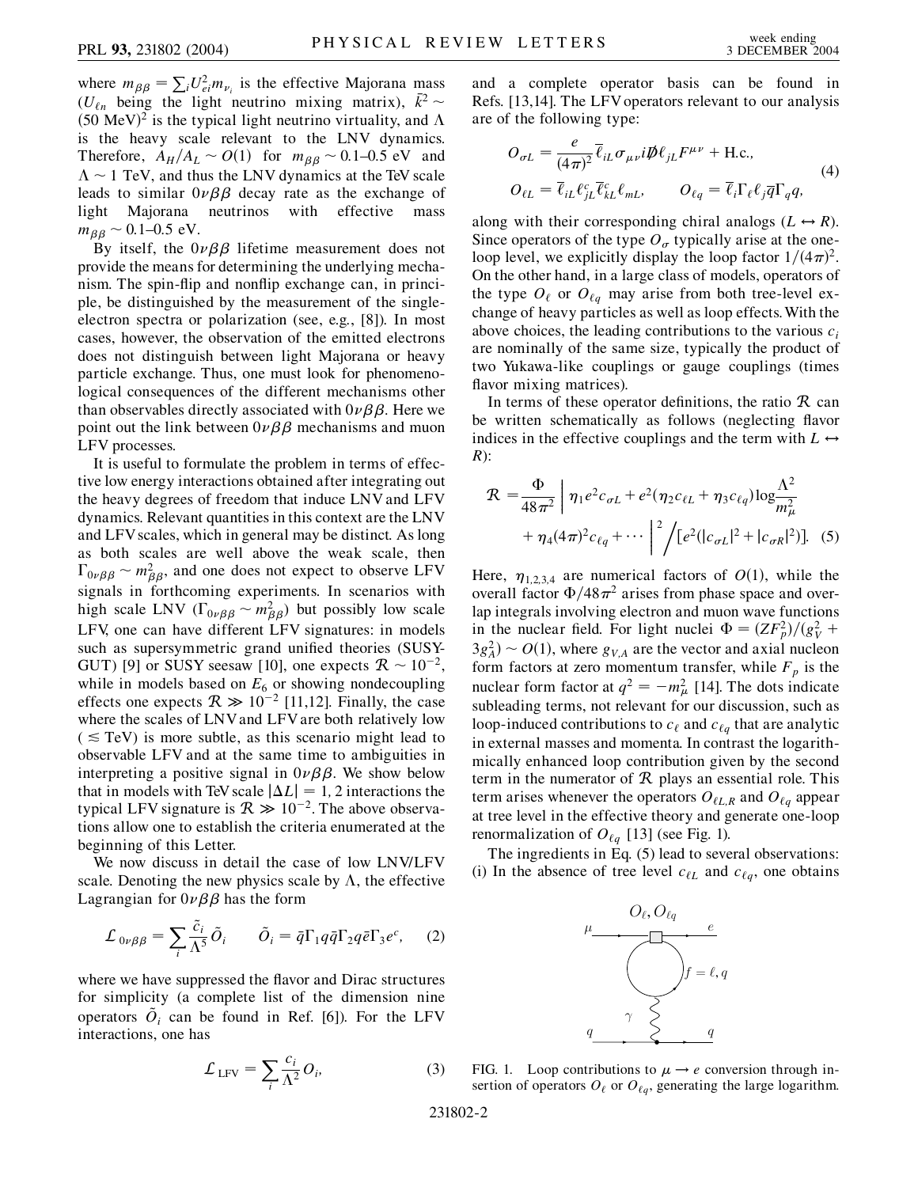where $m_{\beta\beta} = \sum_i U_{ei}^2 m_{\nu_i}$ is the effective Majorana mass ($U_{\ell n}$ being the light neutrino mixing matrix), $\bar{k}^2 \sim (50 \text{ MeV})^2$ is the typical light neutrino virtuality, and $\Lambda$ is the heavy scale relevant to the LNV dynamics. Therefore, $A_H/A_L \sim O(1)$ for $m_{\beta\beta} \sim 0.1$–$0.5$ eV and $\Lambda \sim 1$ TeV, and thus the LNV dynamics at the TeV scale leads to similar $0\nu\beta\beta$ decay rate as the exchange of light Majorana neutrinos with effective mass $m_{\beta\beta} \sim 0.1$–$0.5$ eV.

By itself, the $0\nu\beta\beta$ lifetime measurement does not provide the means for determining the underlying mechanism. The spin-flip and nonflip exchange can, in principle, be distinguished by the measurement of the single-electron spectra or polarization (see, e.g., [8]). In most cases, however, the observation of the emitted electrons does not distinguish between light Majorana or heavy particle exchange. Thus, one must look for phenomenological consequences of the different mechanisms other than observables directly associated with $0\nu\beta\beta$. Here we point out the link between $0\nu\beta\beta$ mechanisms and muon LFV processes.

It is useful to formulate the problem in terms of effective low energy interactions obtained after integrating out the heavy degrees of freedom that induce LNV and LFV dynamics. Relevant quantities in this context are the LNV and LFV scales, which in general may be distinct. As long as both scales are well above the weak scale, then $\Gamma_{0\nu\beta\beta} \sim m_{\beta\beta}^2$, and one does not expect to observe LFV signals in forthcoming experiments. In scenarios with high scale LNV ($\Gamma_{0\nu\beta\beta} \sim m_{\beta\beta}^2$) but possibly low scale LFV, one can have different LFV signatures: in models such as supersymmetric grand unified theories (SUSY-GUT) [9] or SUSY seesaw [10], one expects $\mathcal{R} \sim 10^{-2}$, while in models based on $E_6$ or showing nondecoupling effects one expects $\mathcal{R} \gg 10^{-2}$ [11,12]. Finally, the case where the scales of LNV and LFV are both relatively low ($\lesssim$ TeV) is more subtle, as this scenario might lead to observable LFV and at the same time to ambiguities in interpreting a positive signal in $0\nu\beta\beta$. We show below that in models with TeV scale $|\Delta L| = 1, 2$ interactions the typical LFV signature is $\mathcal{R} \gg 10^{-2}$. The above observations allow one to establish the criteria enumerated at the beginning of this Letter.

We now discuss in detail the case of low LNV/LFV scale. Denoting the new physics scale by $\Lambda$, the effective Lagrangian for $0\nu\beta\beta$ has the form

$$\mathcal{L}_{0\nu\beta\beta} = \sum_i \frac{\tilde{c}_i}{\Lambda^5} \tilde{O}_i \qquad \tilde{O}_i = \bar{q}\Gamma_1 q \bar{q}\Gamma_2 q \bar{e}\Gamma_3 e^c, \tag{2}$$

where we have suppressed the flavor and Dirac structures for simplicity (a complete list of the dimension nine operators $\tilde{O}_i$ can be found in Ref. [6]). For the LFV interactions, one has

$$\mathcal{L}_{\text{LFV}} = \sum_i \frac{c_i}{\Lambda^2} O_i, \tag{3}$$

and a complete operator basis can be found in Refs. [13,14]. The LFV operators relevant to our analysis are of the following type:

$$\begin{aligned} O_{\sigma L} &= \frac{e}{(4\pi)^2} \bar{\ell}_{iL} \sigma_{\mu\nu} i \not{D} \ell_{jL} F^{\mu\nu} + \text{H.c.}, \\ O_{\ell L} &= \bar{\ell}_{iL} \ell_{jL}^c \bar{\ell}_{kL}^c \ell_{mL}, \qquad O_{\ell q} = \bar{\ell}_i \Gamma_\ell \ell_j \bar{q} \Gamma_q q, \end{aligned} \tag{4}$$

along with their corresponding chiral analogs ($L \leftrightarrow R$). Since operators of the type $O_\sigma$ typically arise at the one-loop level, we explicitly display the loop factor $1/(4\pi)^2$. On the other hand, in a large class of models, operators of the type $O_\ell$ or $O_{\ell q}$ may arise from both tree-level exchange of heavy particles as well as loop effects. With the above choices, the leading contributions to the various $c_i$ are nominally of the same size, typically the product of two Yukawa-like couplings or gauge couplings (times flavor mixing matrices).

In terms of these operator definitions, the ratio $\mathcal{R}$ can be written schematically as follows (neglecting flavor indices in the effective couplings and the term with $L \leftrightarrow R$):

$$\mathcal{R} = \frac{\Phi}{48\pi^2} \left| \eta_1 e^2 c_{\sigma L} + e^2(\eta_2 c_{\ell L} + \eta_3 c_{\ell q}) \log \frac{\Lambda^2}{m_\mu^2} + \eta_4 (4\pi)^2 c_{\ell q} + \cdots \right|^2 \Big/ [e^2(|c_{\sigma L}|^2 + |c_{\sigma R}|^2)]. \tag{5}$$

Here, $\eta_{1,2,3,4}$ are numerical factors of $O(1)$, while the overall factor $\Phi/48\pi^2$ arises from phase space and overlap integrals involving electron and muon wave functions in the nuclear field. For light nuclei $\Phi = (ZF_p^2)/(g_V^2 + 3g_A^2) \sim O(1)$, where $g_{V,A}$ are the vector and axial nucleon form factors at zero momentum transfer, while $F_p$ is the nuclear form factor at $q^2 = -m_\mu^2$ [14]. The dots indicate subleading terms, not relevant for our discussion, such as loop-induced contributions to $c_\ell$ and $c_{\ell q}$ that are analytic in external masses and momenta. In contrast the logarithmically enhanced loop contribution given by the second term in the numerator of $\mathcal{R}$ plays an essential role. This term arises whenever the operators $O_{\ell L,R}$ and $O_{\ell q}$ appear at tree level in the effective theory and generate one-loop renormalization of $O_{\ell q}$ [13] (see Fig. 1).

The ingredients in Eq. (5) lead to several observations: (i) In the absence of tree level $c_{\ell L}$ and $c_{\ell q}$, one obtains

FIG. 1. Loop contributions to $\mu \to e$ conversion through insertion of operators $O_\ell$ or $O_{\ell q}$, generating the large logarithm.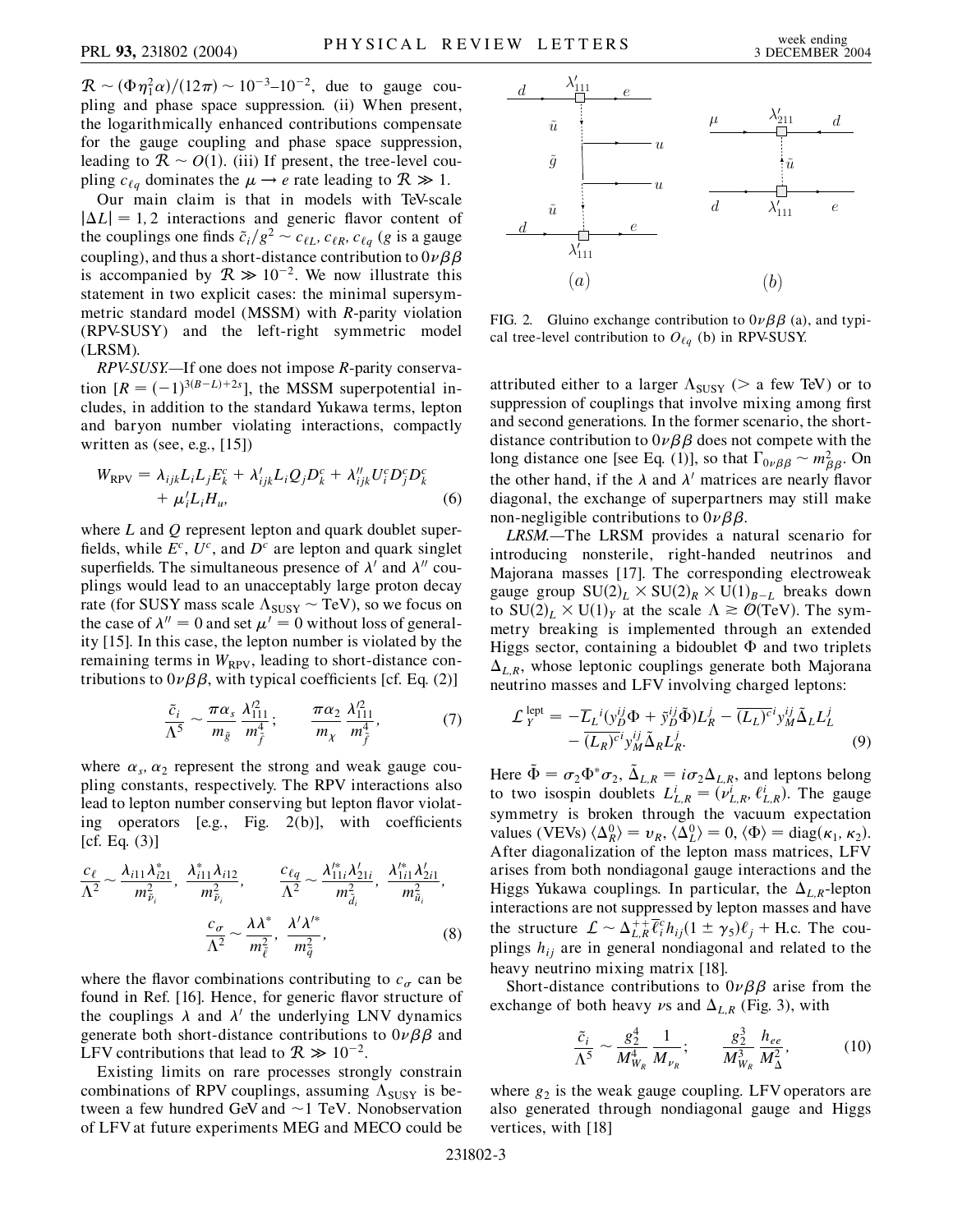$\mathcal{R} \sim (\Phi \eta_1^2 \alpha)/(12\pi) \sim 10^{-3}$–$10^{-2}$, due to gauge coupling and phase space suppression. (ii) When present, the logarithmically enhanced contributions compensate for the gauge coupling and phase space suppression, leading to $\mathcal{R} \sim O(1)$. (iii) If present, the tree-level coupling $c_{\ell q}$ dominates the $\mu \to e$ rate leading to $\mathcal{R} \gg 1$.

Our main claim is that in models with TeV-scale $|\Delta L| = 1, 2$ interactions and generic flavor content of the couplings one finds $\tilde{c}_i/g^2 \sim c_{\ell L}, c_{\ell R}, c_{\ell q}$ ($g$ is a gauge coupling), and thus a short-distance contribution to $0\nu\beta\beta$ is accompanied by $\mathcal{R} \gg 10^{-2}$. We now illustrate this statement in two explicit cases: the minimal supersymmetric standard model (MSSM) with $R$-parity violation (RPV-SUSY) and the left-right symmetric model (LRSM).

*RPV-SUSY.*—If one does not impose $R$-parity conservation $[R = (-1)^{3(B-L)+2s}]$, the MSSM superpotential includes, in addition to the standard Yukawa terms, lepton and baryon number violating interactions, compactly written as (see, e.g., [15])

$$W_{\rm RPV} = \lambda_{ijk} L_i L_j E_k^c + \lambda'_{ijk} L_i Q_j D_k^c + \lambda''_{ijk} U_i^c D_j^c D_k^c + \mu'_i L_i H_u, \tag{6}$$

where $L$ and $Q$ represent lepton and quark doublet superfields, while $E^c$, $U^c$, and $D^c$ are lepton and quark singlet superfields. The simultaneous presence of $\lambda'$ and $\lambda''$ couplings would lead to an unacceptably large proton decay rate (for SUSY mass scale $\Lambda_{\rm SUSY} \sim$ TeV), so we focus on the case of $\lambda'' = 0$ and set $\mu' = 0$ without loss of generality [15]. In this case, the lepton number is violated by the remaining terms in $W_{\rm RPV}$, leading to short-distance contributions to $0\nu\beta\beta$, with typical coefficients [cf. Eq. (2)]

$$\frac{\tilde{c}_i}{\Lambda^5} \sim \frac{\pi \alpha_s}{m_{\tilde{g}}} \frac{\lambda'^2_{111}}{m_{\tilde{f}}^4}; \qquad \frac{\pi \alpha_2}{m_\chi} \frac{\lambda'^2_{111}}{m_{\tilde{f}}^4}, \tag{7}$$

where $\alpha_s, \alpha_2$ represent the strong and weak gauge coupling constants, respectively. The RPV interactions also lead to lepton number conserving but lepton flavor violating operators [e.g., Fig. 2(b)], with coefficients [cf. Eq. (3)]

$$\frac{c_\ell}{\Lambda^2} \sim \frac{\lambda_{i11}\lambda^*_{i21}}{m^2_{\tilde{\nu}_i}}, \ \frac{\lambda^*_{i11}\lambda_{i12}}{m^2_{\tilde{\nu}_i}}, \qquad \frac{c_{\ell q}}{\Lambda^2} \sim \frac{\lambda'^*_{11i}\lambda'_{21i}}{m^2_{\tilde{d}_i}}, \ \frac{\lambda'^*_{1i1}\lambda'_{2i1}}{m^2_{\tilde{u}_i}},$$

$$\frac{c_\sigma}{\Lambda^2} \sim \frac{\lambda\lambda^*}{m^2_{\tilde{\ell}}}, \ \frac{\lambda'\lambda'^*}{m^2_{\tilde{q}}}, \tag{8}$$

where the flavor combinations contributing to $c_\sigma$ can be found in Ref. [16]. Hence, for generic flavor structure of the couplings $\lambda$ and $\lambda'$ the underlying LNV dynamics generate both short-distance contributions to $0\nu\beta\beta$ and LFV contributions that lead to $\mathcal{R} \gg 10^{-2}$.

Existing limits on rare processes strongly constrain combinations of RPV couplings, assuming $\Lambda_{\rm SUSY}$ is between a few hundred GeV and $\sim$1 TeV. Nonobservation of LFV at future experiments MEG and MECO could be attributed either to a larger $\Lambda_{\rm SUSY}$ ($>$ a few TeV) or to suppression of couplings that involve mixing among first and second generations. In the former scenario, the short-distance contribution to $0\nu\beta\beta$ does not compete with the long distance one [see Eq. (1)], so that $\Gamma_{0\nu\beta\beta} \sim m^2_{\beta\beta}$. On the other hand, if the $\lambda$ and $\lambda'$ matrices are nearly flavor diagonal, the exchange of superpartners may still make non-negligible contributions to $0\nu\beta\beta$.

FIG. 2. Gluino exchange contribution to $0\nu\beta\beta$ (a), and typical tree-level contribution to $O_{\ell q}$ (b) in RPV-SUSY.

*LRSM.*—The LRSM provides a natural scenario for introducing nonsterile, right-handed neutrinos and Majorana masses [17]. The corresponding electroweak gauge group $SU(2)_L \times SU(2)_R \times U(1)_{B-L}$ breaks down to $SU(2)_L \times U(1)_Y$ at the scale $\Lambda \gtrsim \mathcal{O}$(TeV). The symmetry breaking is implemented through an extended Higgs sector, containing a bidoublet $\Phi$ and two triplets $\Delta_{L,R}$, whose leptonic couplings generate both Majorana neutrino masses and LFV involving charged leptons:

$$\mathcal{L}_Y^{\rm lept} = -\overline{L_L}^i (y_D^{ij}\Phi + \tilde{y}_D^{ij}\tilde{\Phi}) L_R^j - \overline{(L_L)^c}^i y_M^{ij} \tilde{\Delta}_L L_L^j - \overline{(L_R)^c}^i y_M^{ij} \tilde{\Delta}_R L_R^j. \tag{9}$$

Here $\tilde{\Phi} = \sigma_2 \Phi^* \sigma_2$, $\tilde{\Delta}_{L,R} = i\sigma_2 \Delta_{L,R}$, and leptons belong to two isospin doublets $L^i_{L,R} = (\nu^i_{L,R}, \ell^i_{L,R})$. The gauge symmetry is broken through the vacuum expectation values (VEVs) $\langle \Delta_R^0 \rangle = v_R$, $\langle \Delta_L^0 \rangle = 0$, $\langle \Phi \rangle = {\rm diag}(\kappa_1, \kappa_2)$. After diagonalization of the lepton mass matrices, LFV arises from both nondiagonal gauge interactions and the Higgs Yukawa couplings. In particular, the $\Delta_{L,R}$-lepton interactions are not suppressed by lepton masses and have the structure $\mathcal{L} \sim \Delta^{++}_{L,R} \overline{\ell^c_i} h_{ij} (1 \pm \gamma_5) \ell_j$ + H.c. The couplings $h_{ij}$ are in general nondiagonal and related to the heavy neutrino mixing matrix [18].

Short-distance contributions to $0\nu\beta\beta$ arise from the exchange of both heavy $\nu$s and $\Delta_{L,R}$ (Fig. 3), with

$$\frac{\tilde{c}_i}{\Lambda^5} \sim \frac{g_2^4}{M^4_{W_R}} \frac{1}{M_{\nu_R}}; \qquad \frac{g_2^3}{M^3_{W_R}} \frac{h_{ee}}{M^2_\Delta}, \tag{10}$$

where $g_2$ is the weak gauge coupling. LFV operators are also generated through nondiagonal gauge and Higgs vertices, with [18]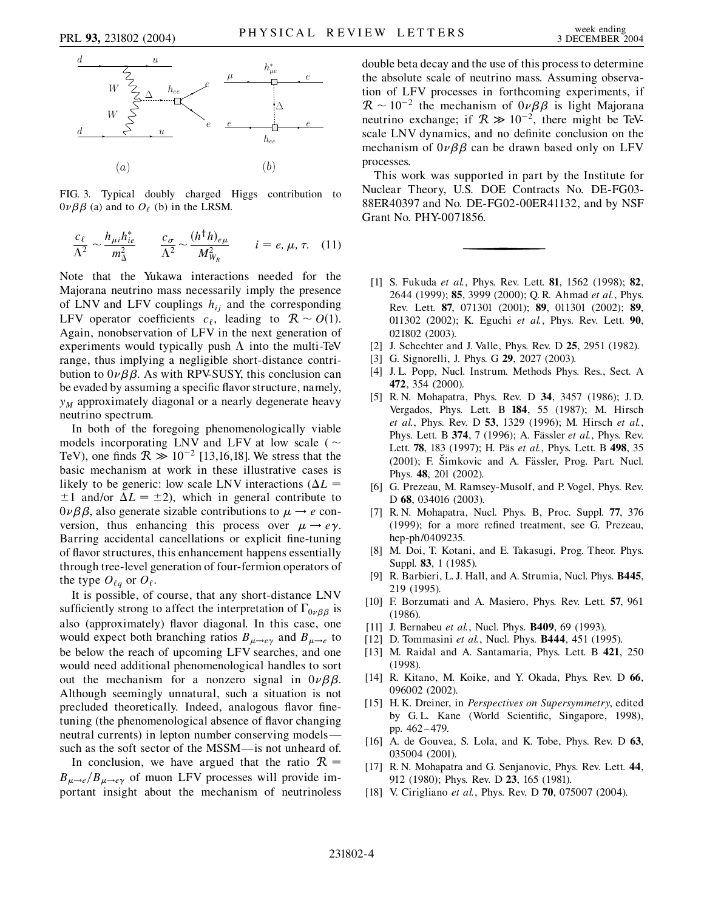FIG. 3. Typical doubly charged Higgs contribution to $0\nu\beta\beta$ (a) and to $O_\ell$ (b) in the LRSM.

$$\frac{c_\ell}{\Lambda^2} \sim \frac{h_{\mu i} h_{ie}^*}{m_\Delta^2} \qquad \frac{c_\sigma}{\Lambda^2} \sim \frac{(h^\dagger h)_{e\mu}}{M_{W_R}^2} \qquad i = e, \mu, \tau. \quad (11)$$

Note that the Yukawa interactions needed for the Majorana neutrino mass necessarily imply the presence of LNV and LFV couplings $h_{ij}$ and the corresponding LFV operator coefficients $c_\ell$, leading to $\mathcal{R} \sim O(1)$. Again, nonobservation of LFV in the next generation of experiments would typically push $\Lambda$ into the multi-TeV range, thus implying a negligible short-distance contribution to $0\nu\beta\beta$. As with RPV-SUSY, this conclusion can be evaded by assuming a specific flavor structure, namely, $y_M$ approximately diagonal or a nearly degenerate heavy neutrino spectrum.

In both of the foregoing phenomenologically viable models incorporating LNV and LFV at low scale ($\sim$ TeV), one finds $\mathcal{R} \gg 10^{-2}$ [13,16,18]. We stress that the basic mechanism at work in these illustrative cases is likely to be generic: low scale LNV interactions ($\Delta L = \pm 1$ and/or $\Delta L = \pm 2$), which in general contribute to $0\nu\beta\beta$, also generate sizable contributions to $\mu \to e$ conversion, thus enhancing this process over $\mu \to e\gamma$. Barring accidental cancellations or explicit fine-tuning of flavor structures, this enhancement happens essentially through tree-level generation of four-fermion operators of the type $O_{\ell q}$ or $O_\ell$.

It is possible, of course, that any short-distance LNV sufficiently strong to affect the interpretation of $\Gamma_{0\nu\beta\beta}$ is also (approximately) flavor diagonal. In this case, one would expect both branching ratios $B_{\mu\to e\gamma}$ and $B_{\mu\to e}$ to be below the reach of upcoming LFV searches, and one would need additional phenomenological handles to sort out the mechanism for a nonzero signal in $0\nu\beta\beta$. Although seemingly unnatural, such a situation is not precluded theoretically. Indeed, analogous flavor fine-tuning (the phenomenological absence of flavor changing neutral currents) in lepton number conserving models—such as the soft sector of the MSSM—is not unheard of.

In conclusion, we have argued that the ratio $\mathcal{R} = B_{\mu\to e}/B_{\mu\to e\gamma}$ of muon LFV processes will provide important insight about the mechanism of neutrinoless double beta decay and the use of this process to determine the absolute scale of neutrino mass. Assuming observation of LFV processes in forthcoming experiments, if $\mathcal{R} \sim 10^{-2}$ the mechanism of $0\nu\beta\beta$ is light Majorana neutrino exchange; if $\mathcal{R} \gg 10^{-2}$, there might be TeV-scale LNV dynamics, and no definite conclusion on the mechanism of $0\nu\beta\beta$ can be drawn based only on LFV processes.

This work was supported in part by the Institute for Nuclear Theory, U.S. DOE Contracts No. DE-FG03-88ER40397 and No. DE-FG02-00ER41132, and by NSF Grant No. PHY-0071856.

---

[1] S. Fukuda *et al.*, Phys. Rev. Lett. **81**, 1562 (1998); **82**, 2644 (1999); **85**, 3999 (2000); Q. R. Ahmad *et al.*, Phys. Rev. Lett. **87**, 071301 (2001); **89**, 011301 (2002); **89**, 011302 (2002); K. Eguchi *et al.*, Phys. Rev. Lett. **90**, 021802 (2003).

[2] J. Schechter and J. Valle, Phys. Rev. D **25**, 2951 (1982).

[3] G. Signorelli, J. Phys. G **29**, 2027 (2003).

[4] J. L. Popp, Nucl. Instrum. Methods Phys. Res., Sect. A **472**, 354 (2000).

[5] R. N. Mohapatra, Phys. Rev. D **34**, 3457 (1986); J. D. Vergados, Phys. Lett. B **184**, 55 (1987); M. Hirsch *et al.*, Phys. Rev. D **53**, 1329 (1996); M. Hirsch *et al.*, Phys. Lett. B **374**, 7 (1996); A. Fässler *et al.*, Phys. Rev. Lett. **78**, 183 (1997); H. Päs *et al.*, Phys. Lett. B **498**, 35 (2001); F. Šimkovic and A. Fässler, Prog. Part. Nucl. Phys. **48**, 201 (2002).

[6] G. Prezeau, M. Ramsey-Musolf, and P. Vogel, Phys. Rev. D **68**, 034016 (2003).

[7] R. N. Mohapatra, Nucl. Phys. B, Proc. Suppl. **77**, 376 (1999); for a more refined treatment, see G. Prezeau, hep-ph/0409235.

[8] M. Doi, T. Kotani, and E. Takasugi, Prog. Theor. Phys. Suppl. **83**, 1 (1985).

[9] R. Barbieri, L. J. Hall, and A. Strumia, Nucl. Phys. **B445**, 219 (1995).

[10] F. Borzumati and A. Masiero, Phys. Rev. Lett. **57**, 961 (1986).

[11] J. Bernabeu *et al.*, Nucl. Phys. **B409**, 69 (1993).

[12] D. Tommasini *et al.*, Nucl. Phys. **B444**, 451 (1995).

[13] M. Raidal and A. Santamaria, Phys. Lett. B **421**, 250 (1998).

[14] R. Kitano, M. Koike, and Y. Okada, Phys. Rev. D **66**, 096002 (2002).

[15] H. K. Dreiner, in *Perspectives on Supersymmetry*, edited by G. L. Kane (World Scientific, Singapore, 1998), pp. 462–479.

[16] A. de Gouvea, S. Lola, and K. Tobe, Phys. Rev. D **63**, 035004 (2001).

[17] R. N. Mohapatra and G. Senjanovic, Phys. Rev. Lett. **44**, 912 (1980); Phys. Rev. D **23**, 165 (1981).

[18] V. Cirigliano *et al.*, Phys. Rev. D **70**, 075007 (2004).